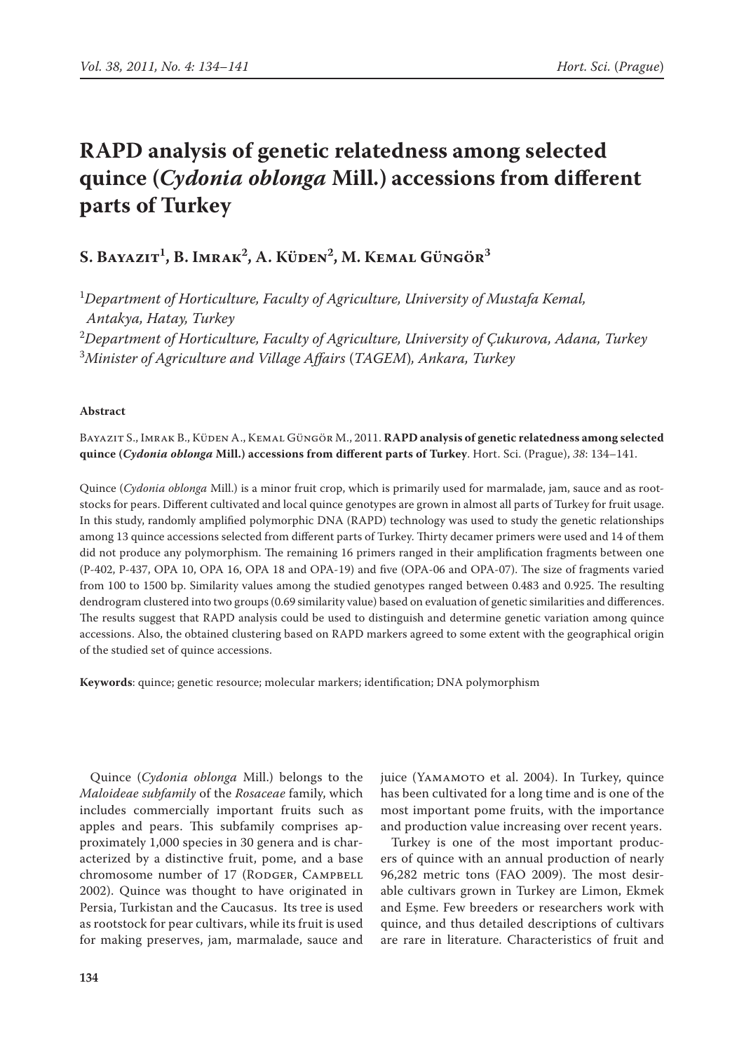# RAPD analysis of genetic relatedness among selected quince (*Cydonia oblonga* Mill.) accessions from different parts of Turkey

**S. Bayazit[1], B. Imrak[2], A. Küden[2], M. Kemal Güngör[3]**

[1]*Department of Horticulture, Faculty of Agriculture, University of Mustafa Kemal, Antakya, Hatay, Turkey*
[2]*Department of Horticulture, Faculty of Agriculture, University of Çukurova, Adana, Turkey*
[3]*Minister of Agriculture and Village Affairs (TAGEM), Ankara, Turkey*

#### Abstract

Bayazit S., Imrak B., Küden A., Kemal Güngör M., 2011. **RAPD analysis of genetic relatedness among selected quince (*Cydonia oblonga* Mill.) accessions from different parts of Turkey**. Hort. Sci. (Prague), *38*: 134–141.

Quince (*Cydonia oblonga* Mill.) is a minor fruit crop, which is primarily used for marmalade, jam, sauce and as rootstocks for pears. Different cultivated and local quince genotypes are grown in almost all parts of Turkey for fruit usage. In this study, randomly amplified polymorphic DNA (RAPD) technology was used to study the genetic relationships among 13 quince accessions selected from different parts of Turkey. Thirty decamer primers were used and 14 of them did not produce any polymorphism. The remaining 16 primers ranged in their amplification fragments between one (P-402, P-437, OPA 10, OPA 16, OPA 18 and OPA-19) and five (OPA-06 and OPA-07). The size of fragments varied from 100 to 1500 bp. Similarity values among the studied genotypes ranged between 0.483 and 0.925. The resulting dendrogram clustered into two groups (0.69 similarity value) based on evaluation of genetic similarities and differences. The results suggest that RAPD analysis could be used to distinguish and determine genetic variation among quince accessions. Also, the obtained clustering based on RAPD markers agreed to some extent with the geographical origin of the studied set of quince accessions.

**Keywords**: quince; genetic resource; molecular markers; identification; DNA polymorphism

Quince (*Cydonia oblonga* Mill.) belongs to the *Maloideae subfamily* of the *Rosaceae* family, which includes commercially important fruits such as apples and pears. This subfamily comprises approximately 1,000 species in 30 genera and is characterized by a distinctive fruit, pome, and a base chromosome number of 17 (Rodger, Campbell 2002). Quince was thought to have originated in Persia, Turkistan and the Caucasus. Its tree is used as rootstock for pear cultivars, while its fruit is used for making preserves, jam, marmalade, sauce and juice (Yamamoto et al. 2004). In Turkey, quince has been cultivated for a long time and is one of the most important pome fruits, with the importance and production value increasing over recent years.

Turkey is one of the most important producers of quince with an annual production of nearly 96,282 metric tons (FAO 2009). The most desirable cultivars grown in Turkey are Limon, Ekmek and Eşme. Few breeders or researchers work with quince, and thus detailed descriptions of cultivars are rare in literature. Characteristics of fruit and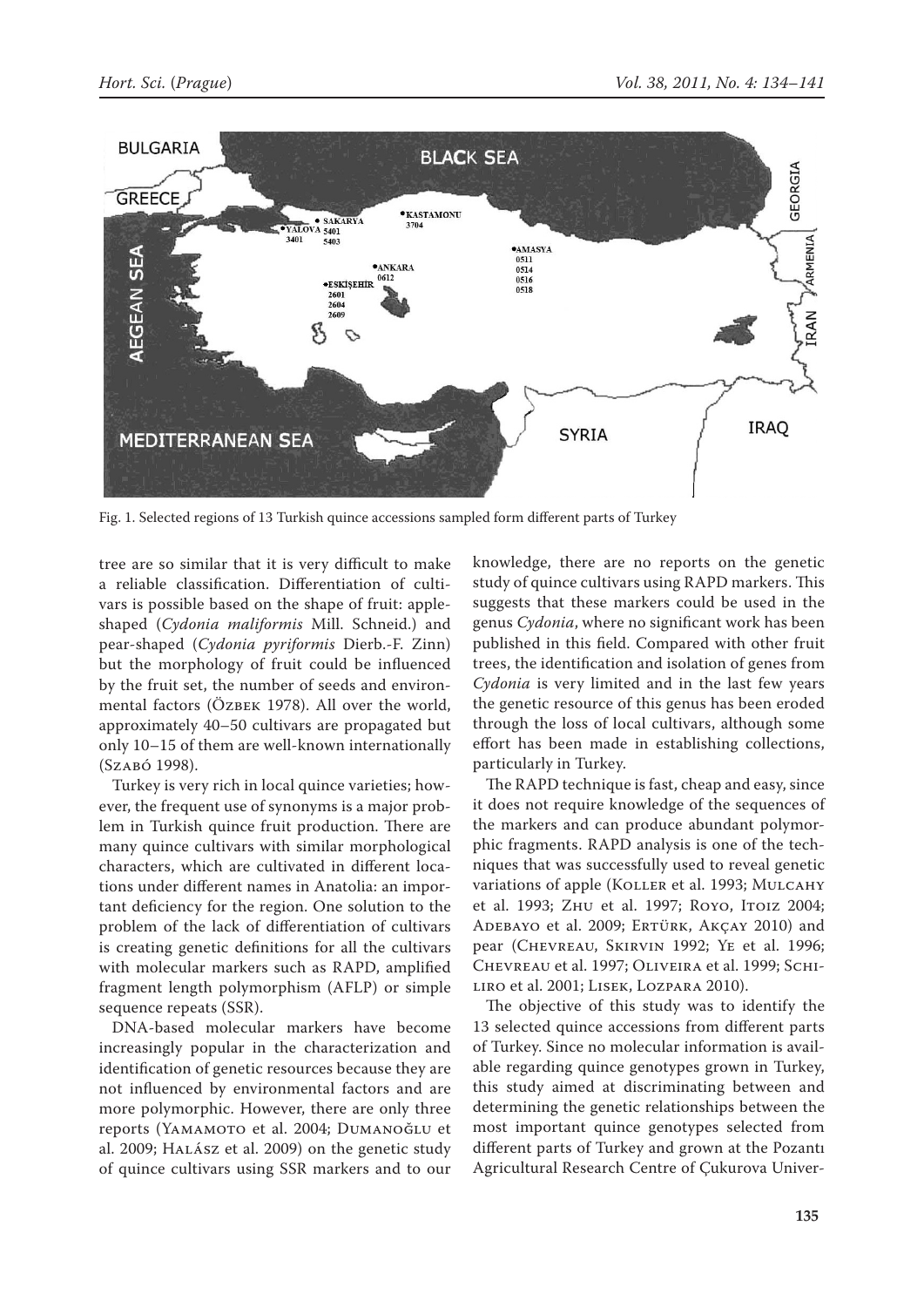Fig. 1. Selected regions of 13 Turkish quince accessions sampled form different parts of Turkey

tree are so similar that it is very difficult to make a reliable classification. Differentiation of cultivars is possible based on the shape of fruit: apple-shaped (*Cydonia maliformis* Mill. Schneid.) and pear-shaped (*Cydonia pyriformis* Dierb.-F. Zinn) but the morphology of fruit could be influenced by the fruit set, the number of seeds and environmental factors (Özbek 1978). All over the world, approximately 40–50 cultivars are propagated but only 10–15 of them are well-known internationally (Szabó 1998).

Turkey is very rich in local quince varieties; however, the frequent use of synonyms is a major problem in Turkish quince fruit production. There are many quince cultivars with similar morphological characters, which are cultivated in different locations under different names in Anatolia: an important deficiency for the region. One solution to the problem of the lack of differentiation of cultivars is creating genetic definitions for all the cultivars with molecular markers such as RAPD, amplified fragment length polymorphism (AFLP) or simple sequence repeats (SSR).

DNA-based molecular markers have become increasingly popular in the characterization and identification of genetic resources because they are not influenced by environmental factors and are more polymorphic. However, there are only three reports (Yamamoto et al. 2004; Dumanoğlu et al. 2009; Halász et al. 2009) on the genetic study of quince cultivars using SSR markers and to our knowledge, there are no reports on the genetic study of quince cultivars using RAPD markers. This suggests that these markers could be used in the genus *Cydonia*, where no significant work has been published in this field. Compared with other fruit trees, the identification and isolation of genes from *Cydonia* is very limited and in the last few years the genetic resource of this genus has been eroded through the loss of local cultivars, although some effort has been made in establishing collections, particularly in Turkey.

The RAPD technique is fast, cheap and easy, since it does not require knowledge of the sequences of the markers and can produce abundant polymorphic fragments. RAPD analysis is one of the techniques that was successfully used to reveal genetic variations of apple (Koller et al. 1993; Mulcahy et al. 1993; Zhu et al. 1997; Royo, Itoiz 2004; Adebayo et al. 2009; Ertürk, Akçay 2010) and pear (Chevreau, Skirvin 1992; Ye et al. 1996; Chevreau et al. 1997; Oliveira et al. 1999; Schiliro et al. 2001; Lisek, Lozpara 2010).

The objective of this study was to identify the 13 selected quince accessions from different parts of Turkey. Since no molecular information is available regarding quince genotypes grown in Turkey, this study aimed at discriminating between and determining the genetic relationships between the most important quince genotypes selected from different parts of Turkey and grown at the Pozantı Agricultural Research Centre of Çukurova Univer-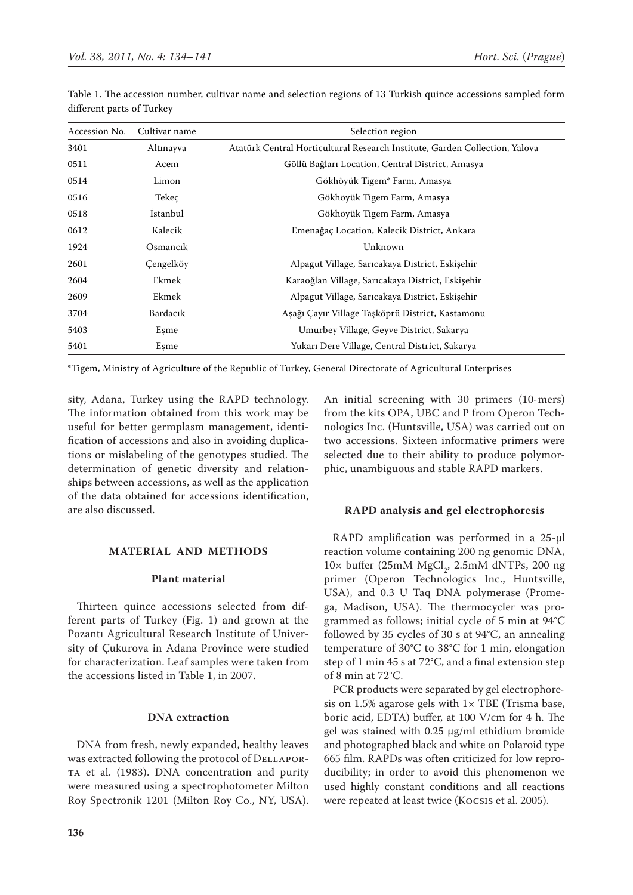Table 1. The accession number, cultivar name and selection regions of 13 Turkish quince accessions sampled form different parts of Turkey

| Accession No. | Cultivar name | Selection region |
|---|---|---|
| 3401 | Altınayva | Atatürk Central Horticultural Research Institute, Garden Collection, Yalova |
| 0511 | Acem | Göllü Bağları Location, Central District, Amasya |
| 0514 | Limon | Gökhöyük Tigem* Farm, Amasya |
| 0516 | Tekeç | Gökhöyük Tigem Farm, Amasya |
| 0518 | İstanbul | Gökhöyük Tigem Farm, Amasya |
| 0612 | Kalecik | Emenağaç Location, Kalecik District, Ankara |
| 1924 | Osmancık | Unknown |
| 2601 | Çengelköy | Alpagut Village, Sarıcakaya District, Eskişehir |
| 2604 | Ekmek | Karaoğlan Village, Sarıcakaya District, Eskişehir |
| 2609 | Ekmek | Alpagut Village, Sarıcakaya District, Eskişehir |
| 3704 | Bardacık | Aşağı Çayır Village Taşköprü District, Kastamonu |
| 5403 | Eşme | Umurbey Village, Geyve District, Sakarya |
| 5401 | Eşme | Yukarı Dere Village, Central District, Sakarya |

*Tigem, Ministry of Agriculture of the Republic of Turkey, General Directorate of Agricultural Enterprises

sity, Adana, Turkey using the RAPD technology. The information obtained from this work may be useful for better germplasm management, identification of accessions and also in avoiding duplications or mislabeling of the genotypes studied. The determination of genetic diversity and relationships between accessions, as well as the application of the data obtained for accessions identification, are also discussed.

## MATERIAL AND METHODS

### Plant material

Thirteen quince accessions selected from different parts of Turkey (Fig. 1) and grown at the Pozantı Agricultural Research Institute of University of Çukurova in Adana Province were studied for characterization. Leaf samples were taken from the accessions listed in Table 1, in 2007.

### DNA extraction

DNA from fresh, newly expanded, healthy leaves was extracted following the protocol of Dellaporta et al. (1983). DNA concentration and purity were measured using a spectrophotometer Milton Roy Spectronik 1201 (Milton Roy Co., NY, USA). An initial screening with 30 primers (10-mers) from the kits OPA, UBC and P from Operon Technologics Inc. (Huntsville, USA) was carried out on two accessions. Sixteen informative primers were selected due to their ability to produce polymorphic, unambiguous and stable RAPD markers.

### RAPD analysis and gel electrophoresis

RAPD amplification was performed in a 25-μl reaction volume containing 200 ng genomic DNA, 10× buffer (25mM $MgCl_2$, 2.5mM dNTPs, 200 ng primer (Operon Technologics Inc., Huntsville, USA), and 0.3 U Taq DNA polymerase (Promega, Madison, USA). The thermocycler was programmed as follows; initial cycle of 5 min at 94°C followed by 35 cycles of 30 s at 94°C, an annealing temperature of 30°C to 38°C for 1 min, elongation step of 1 min 45 s at 72°C, and a final extension step of 8 min at 72°C.

PCR products were separated by gel electrophoresis on 1.5% agarose gels with 1× TBE (Trisma base, boric acid, EDTA) buffer, at 100 V/cm for 4 h. The gel was stained with 0.25 μg/ml ethidium bromide and photographed black and white on Polaroid type 665 film. RAPDs was often criticized for low reproducibility; in order to avoid this phenomenon we used highly constant conditions and all reactions were repeated at least twice (Kocsis et al. 2005).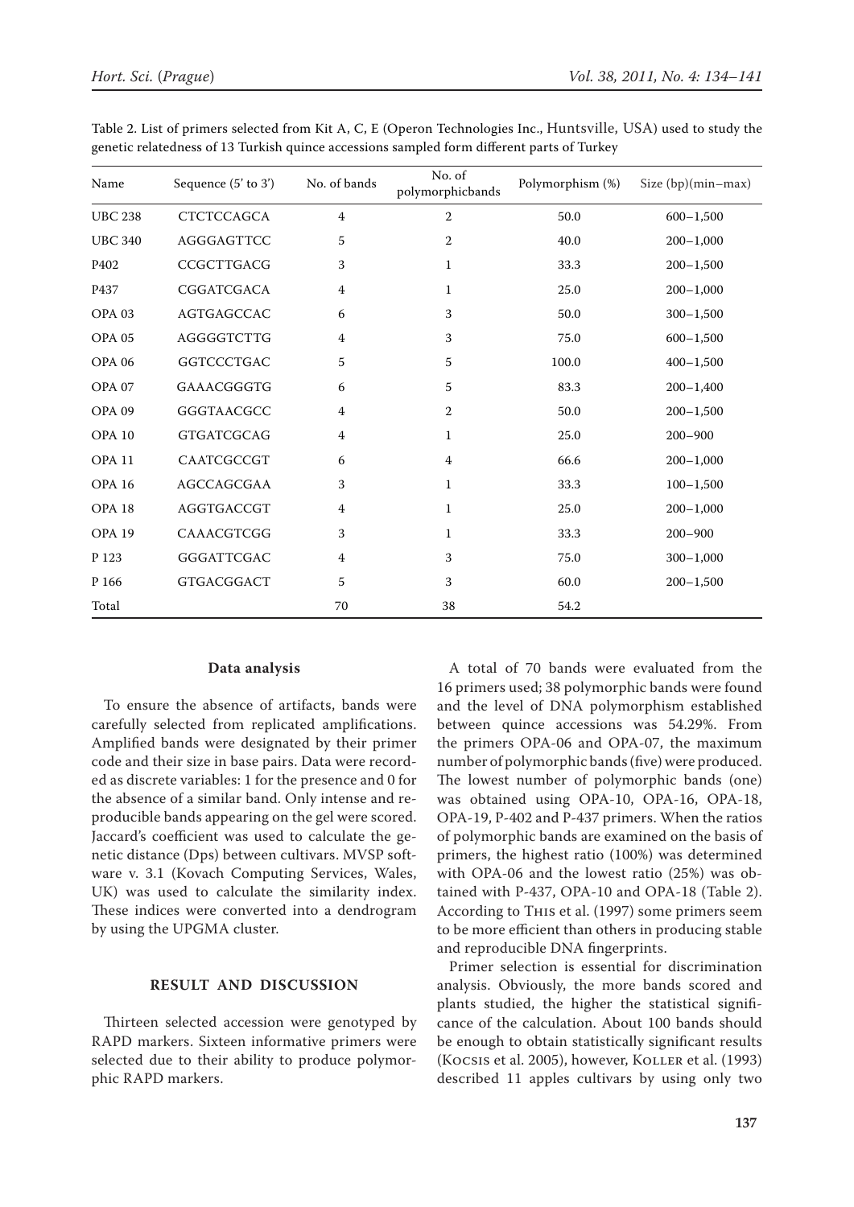Table 2. List of primers selected from Kit A, C, E (Operon Technologies Inc., Huntsville, USA) used to study the genetic relatedness of 13 Turkish quince accessions sampled form different parts of Turkey

| Name | Sequence (5' to 3') | No. of bands | No. of polymorphicbands | Polymorphism (%) | Size (bp)(min–max) |
|---|---|---|---|---|---|
| UBC 238 | CTCTCCAGCA | 4 | 2 | 50.0 | 600–1,500 |
| UBC 340 | AGGGAGTTCC | 5 | 2 | 40.0 | 200–1,000 |
| P402 | CCGCTTGACG | 3 | 1 | 33.3 | 200–1,500 |
| P437 | CGGATCGACA | 4 | 1 | 25.0 | 200–1,000 |
| OPA 03 | AGTGAGCCAC | 6 | 3 | 50.0 | 300–1,500 |
| OPA 05 | AGGGGTCTTG | 4 | 3 | 75.0 | 600–1,500 |
| OPA 06 | GGTCCCTGAC | 5 | 5 | 100.0 | 400–1,500 |
| OPA 07 | GAAACGGGTG | 6 | 5 | 83.3 | 200–1,400 |
| OPA 09 | GGGTAACGCC | 4 | 2 | 50.0 | 200–1,500 |
| OPA 10 | GTGATCGCAG | 4 | 1 | 25.0 | 200–900 |
| OPA 11 | CAATCGCCGT | 6 | 4 | 66.6 | 200–1,000 |
| OPA 16 | AGCCAGCGAA | 3 | 1 | 33.3 | 100–1,500 |
| OPA 18 | AGGTGACCGT | 4 | 1 | 25.0 | 200–1,000 |
| OPA 19 | CAAACGTCGG | 3 | 1 | 33.3 | 200–900 |
| P 123 | GGGATTCGAC | 4 | 3 | 75.0 | 300–1,000 |
| P 166 | GTGACGGACT | 5 | 3 | 60.0 | 200–1,500 |
| Total | | 70 | 38 | 54.2 | |

#### Data analysis

To ensure the absence of artifacts, bands were carefully selected from replicated amplifications. Amplified bands were designated by their primer code and their size in base pairs. Data were recorded as discrete variables: 1 for the presence and 0 for the absence of a similar band. Only intense and reproducible bands appearing on the gel were scored. Jaccard's coefficient was used to calculate the genetic distance (Dps) between cultivars. MVSP software v. 3.1 (Kovach Computing Services, Wales, UK) was used to calculate the similarity index. These indices were converted into a dendrogram by using the UPGMA cluster.

## RESULT AND DISCUSSION

Thirteen selected accession were genotyped by RAPD markers. Sixteen informative primers were selected due to their ability to produce polymorphic RAPD markers.

A total of 70 bands were evaluated from the 16 primers used; 38 polymorphic bands were found and the level of DNA polymorphism established between quince accessions was 54.29%. From the primers OPA-06 and OPA-07, the maximum number of polymorphic bands (five) were produced. The lowest number of polymorphic bands (one) was obtained using OPA-10, OPA-16, OPA-18, OPA-19, P-402 and P-437 primers. When the ratios of polymorphic bands are examined on the basis of primers, the highest ratio (100%) was determined with OPA-06 and the lowest ratio (25%) was obtained with P-437, OPA-10 and OPA-18 (Table 2). According to This et al. (1997) some primers seem to be more efficient than others in producing stable and reproducible DNA fingerprints.

Primer selection is essential for discrimination analysis. Obviously, the more bands scored and plants studied, the higher the statistical significance of the calculation. About 100 bands should be enough to obtain statistically significant results (Kocsis et al. 2005), however, Koller et al. (1993) described 11 apples cultivars by using only two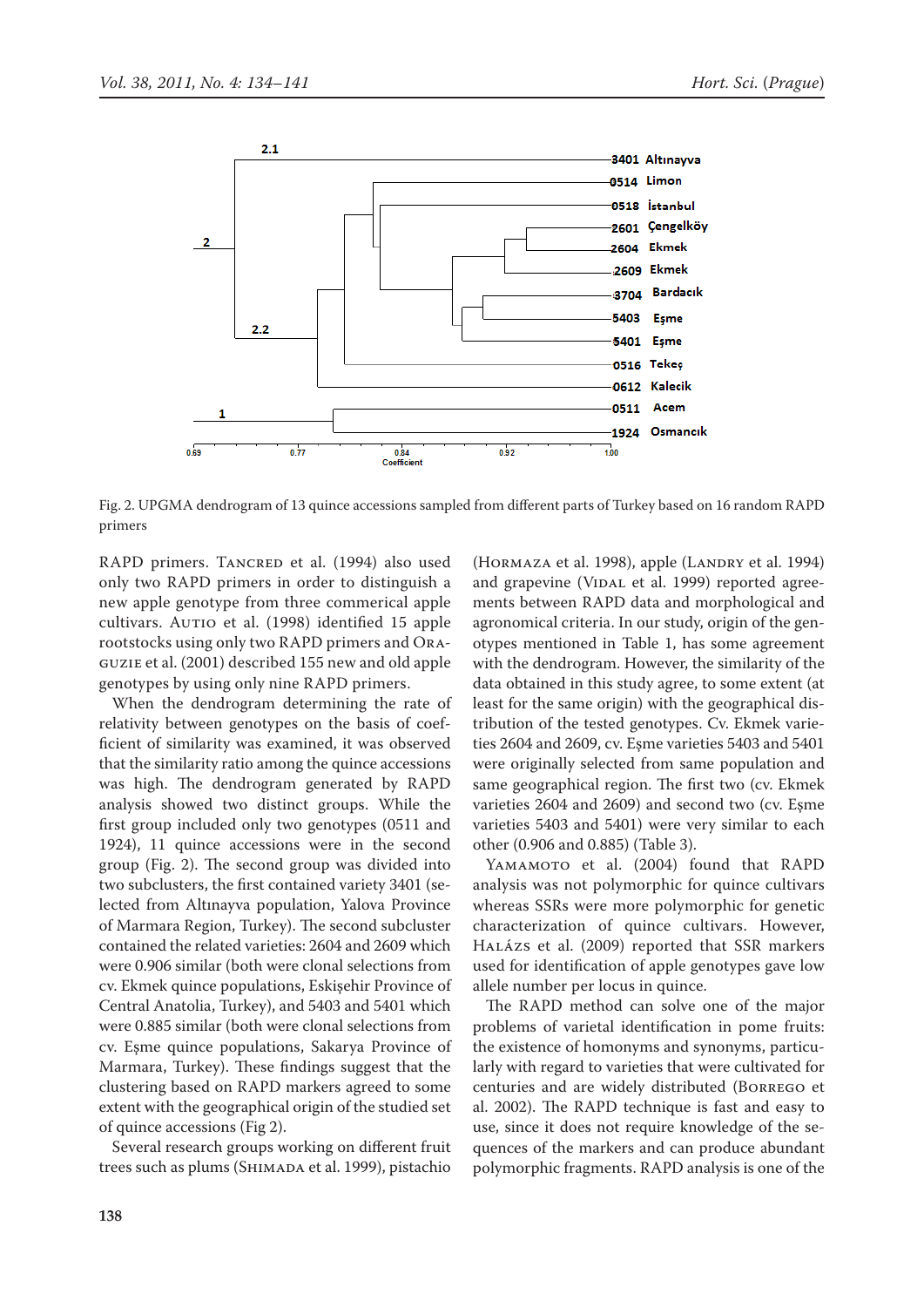Fig. 2. UPGMA dendrogram of 13 quince accessions sampled from different parts of Turkey based on 16 random RAPD primers

RAPD primers. Tancred et al. (1994) also used only two RAPD primers in order to distinguish a new apple genotype from three commerical apple cultivars. Autio et al. (1998) identified 15 apple rootstocks using only two RAPD primers and Oraguzie et al. (2001) described 155 new and old apple genotypes by using only nine RAPD primers.

When the dendrogram determining the rate of relativity between genotypes on the basis of coefficient of similarity was examined, it was observed that the similarity ratio among the quince accessions was high. The dendrogram generated by RAPD analysis showed two distinct groups. While the first group included only two genotypes (0511 and 1924), 11 quince accessions were in the second group (Fig. 2). The second group was divided into two subclusters, the first contained variety 3401 (selected from Altınayva population, Yalova Province of Marmara Region, Turkey). The second subcluster contained the related varieties: 2604 and 2609 which were 0.906 similar (both were clonal selections from cv. Ekmek quince populations, Eskişehir Province of Central Anatolia, Turkey), and 5403 and 5401 which were 0.885 similar (both were clonal selections from cv. Eşme quince populations, Sakarya Province of Marmara, Turkey). These findings suggest that the clustering based on RAPD markers agreed to some extent with the geographical origin of the studied set of quince accessions (Fig 2).

Several research groups working on different fruit trees such as plums (Shimada et al. 1999), pistachio (Hormaza et al. 1998), apple (Landry et al. 1994) and grapevine (Vidal et al. 1999) reported agreements between RAPD data and morphological and agronomical criteria. In our study, origin of the genotypes mentioned in Table 1, has some agreement with the dendrogram. However, the similarity of the data obtained in this study agree, to some extent (at least for the same origin) with the geographical distribution of the tested genotypes. Cv. Ekmek varieties 2604 and 2609, cv. Eşme varieties 5403 and 5401 were originally selected from same population and same geographical region. The first two (cv. Ekmek varieties 2604 and 2609) and second two (cv. Eşme varieties 5403 and 5401) were very similar to each other (0.906 and 0.885) (Table 3).

Yamamoto et al. (2004) found that RAPD analysis was not polymorphic for quince cultivars whereas SSRs were more polymorphic for genetic characterization of quince cultivars. However, Halász et al. (2009) reported that SSR markers used for identification of apple genotypes gave low allele number per locus in quince.

The RAPD method can solve one of the major problems of varietal identification in pome fruits: the existence of homonyms and synonyms, particularly with regard to varieties that were cultivated for centuries and are widely distributed (Borrego et al. 2002). The RAPD technique is fast and easy to use, since it does not require knowledge of the sequences of the markers and can produce abundant polymorphic fragments. RAPD analysis is one of the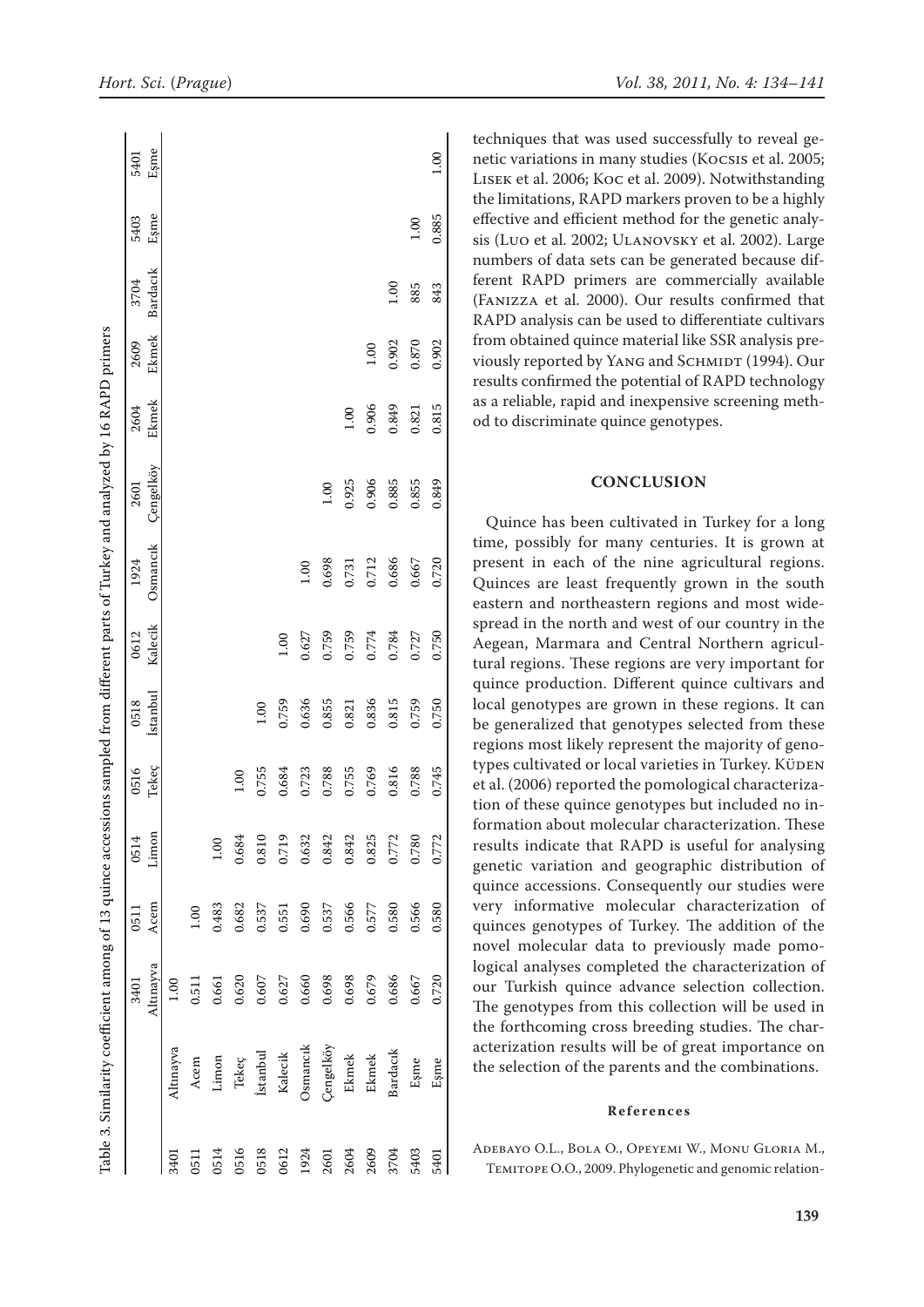Table 3. Similarity coefficient among of 13 quince accessions sampled from different parts of Turkey and analyzed by 16 RAPD primers

| | | 3401 Altınayva | 0511 Acem | 0514 Limon | 0516 Tekeç | 0518 İstanbul | 0612 Kalecik | 1924 Osmancık | 2601 Çengelköy | 2604 Ekmek | 2609 Ekmek | 3704 Bardacık | 5403 Eşme | 5401 Eşme |
|---|---|---|---|---|---|---|---|---|---|---|---|---|---|---|
| 3401 | Altınayva | 1.00 | | | | | | | | | | | | |
| 0511 | Acem | 0.511 | 1.00 | | | | | | | | | | | |
| 0514 | Limon | 0.661 | 0.483 | 1.00 | | | | | | | | | | |
| 0516 | Tekeç | 0.620 | 0.682 | 0.684 | 1.00 | | | | | | | | | |
| 0518 | İstanbul | 0.607 | 0.537 | 0.810 | 0.755 | 1.00 | | | | | | | | |
| 0612 | Kalecik | 0.627 | 0.551 | 0.719 | 0.684 | 0.759 | 1.00 | | | | | | | |
| 1924 | Osmancık | 0.660 | 0.690 | 0.632 | 0.723 | 0.636 | 0.627 | 1.00 | | | | | | |
| 2601 | Çengelköy | 0.698 | 0.537 | 0.842 | 0.788 | 0.855 | 0.759 | 0.698 | 1.00 | | | | | |
| 2604 | Ekmek | 0.698 | 0.566 | 0.842 | 0.755 | 0.821 | 0.759 | 0.731 | 0.925 | 1.00 | | | | |
| 2609 | Ekmek | 0.679 | 0.577 | 0.825 | 0.769 | 0.836 | 0.774 | 0.712 | 0.906 | 0.906 | 1.00 | | | |
| 3704 | Bardacık | 0.686 | 0.580 | 0.772 | 0.816 | 0.815 | 0.784 | 0.686 | 0.885 | 0.849 | 0.902 | 1.00 | | |
| 5403 | Eşme | 0.667 | 0.566 | 0.780 | 0.788 | 0.759 | 0.727 | 0.667 | 0.855 | 0.821 | 0.870 | 885 | 1.00 | |
| 5401 | Eşme | 0.720 | 0.580 | 0.772 | 0.745 | 0.750 | 0.750 | 0.720 | 0.849 | 0.815 | 0.902 | 843 | 0.885 | 1.00 |

techniques that was used successfully to reveal genetic variations in many studies (Kocsis et al. 2005; Lisek et al. 2006; Koc et al. 2009). Notwithstanding the limitations, RAPD markers proven to be a highly effective and efficient method for the genetic analysis (Luo et al. 2002; Ulanovsky et al. 2002). Large numbers of data sets can be generated because different RAPD primers are commercially available (Fanizza et al. 2000). Our results confirmed that RAPD analysis can be used to differentiate cultivars from obtained quince material like SSR analysis previously reported by Yang and Schmidt (1994). Our results confirmed the potential of RAPD technology as a reliable, rapid and inexpensive screening method to discriminate quince genotypes.

## CONCLUSION

Quince has been cultivated in Turkey for a long time, possibly for many centuries. It is grown at present in each of the nine agricultural regions. Quinces are least frequently grown in the south eastern and northeastern regions and most widespread in the north and west of our country in the Aegean, Marmara and Central Northern agricultural regions. These regions are very important for quince production. Different quince cultivars and local genotypes are grown in these regions. It can be generalized that genotypes selected from these regions most likely represent the majority of genotypes cultivated or local varieties in Turkey. Küden et al. (2006) reported the pomological characterization of these quince genotypes but included no information about molecular characterization. These results indicate that RAPD is useful for analysing genetic variation and geographic distribution of quince accessions. Consequently our studies were very informative molecular characterization of quinces genotypes of Turkey. The addition of the novel molecular data to previously made pomological analyses completed the characterization of our Turkish quince advance selection collection. The genotypes from this collection will be used in the forthcoming cross breeding studies. The characterization results will be of great importance on the selection of the parents and the combinations.

**References**

Adebayo O.L., Bola O., Opeyemi W., Monu Gloria M., Temitope O.O., 2009. Phylogenetic and genomic relation-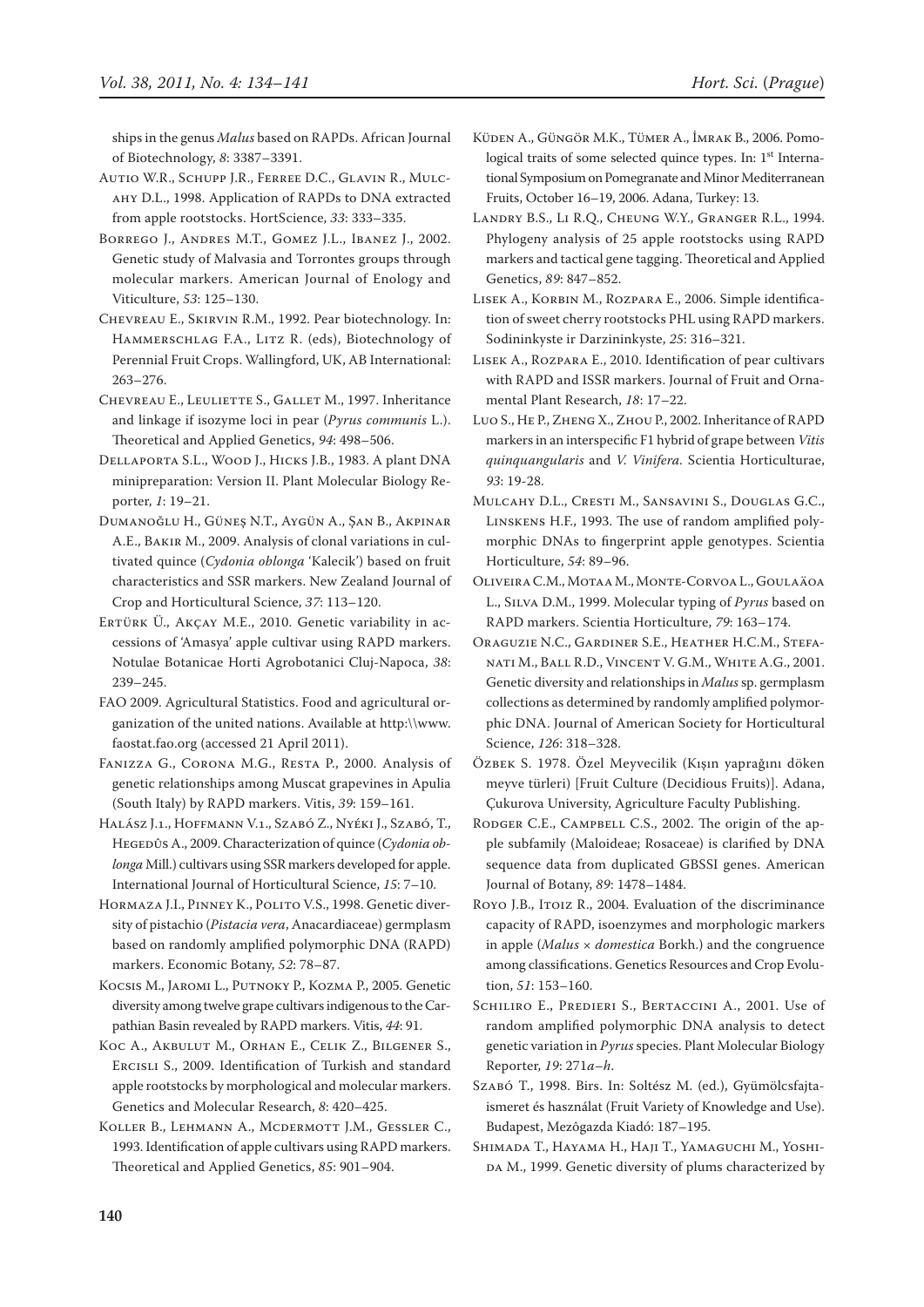ships in the genus *Malus* based on RAPDs. African Journal of Biotechnology, *8*: 3387–3391.

Autio W.R., Schupp J.R., Ferree D.C., Glavin R., Mulcahy D.L., 1998. Application of RAPDs to DNA extracted from apple rootstocks. HortScience, *33*: 333–335.

Borrego J., Andres M.T., Gomez J.L., Ibanez J., 2002. Genetic study of Malvasia and Torrontes groups through molecular markers. American Journal of Enology and Viticulture, *53*: 125–130.

Chevreau E., Skirvin R.M., 1992. Pear biotechnology. In: Hammerschlag F.A., Litz R. (eds), Biotechnology of Perennial Fruit Crops. Wallingford, UK, AB International: 263–276.

Chevreau E., Leuliette S., Gallet M., 1997. Inheritance and linkage if isozyme loci in pear (*Pyrus communis* L.). Theoretical and Applied Genetics, *94*: 498–506.

Dellaporta S.L., Wood J., Hicks J.B., 1983. A plant DNA minipreparation: Version II. Plant Molecular Biology Reporter, *1*: 19–21.

Dumanoğlu H., Güneş N.T., Aygün A., Şan B., Akpinar A.E., Bakir M., 2009. Analysis of clonal variations in cultivated quince (*Cydonia oblonga* 'Kalecik') based on fruit characteristics and SSR markers. New Zealand Journal of Crop and Horticultural Science, *37*: 113–120.

Ertürk Ü., Akçay M.E., 2010. Genetic variability in accessions of 'Amasya' apple cultivar using RAPD markers. Notulae Botanicae Horti Agrobotanici Cluj-Napoca, *38*: 239–245.

FAO 2009. Agricultural Statistics. Food and agricultural organization of the united nations. Available at http:\\www.faostat.fao.org (accessed 21 April 2011).

Fanizza G., Corona M.G., Resta P., 2000. Analysis of genetic relationships among Muscat grapevines in Apulia (South Italy) by RAPD markers. Vitis, *39*: 159–161.

Halász J.1., Hoffmann V.1., Szabó Z., Nyéki J., Szabó, T., Hegedûs A., 2009. Characterization of quince (*Cydonia oblonga* Mill.) cultivars using SSR markers developed for apple. International Journal of Horticultural Science, *15*: 7–10.

Hormaza J.I., Pinney K., Polito V.S., 1998. Genetic diversity of pistachio (*Pistacia vera*, Anacardiaceae) germplasm based on randomly amplified polymorphic DNA (RAPD) markers. Economic Botany, *52*: 78–87.

Kocsis M., Jaromi L., Putnoky P., Kozma P., 2005. Genetic diversity among twelve grape cultivars indigenous to the Carpathian Basin revealed by RAPD markers. Vitis, *44*: 91.

Koc A., Akbulut M., Orhan E., Celik Z., Bilgener S., Ercisli S., 2009. Identification of Turkish and standard apple rootstocks by morphological and molecular markers. Genetics and Molecular Research, *8*: 420–425.

Koller B., Lehmann A., Mcdermott J.M., Gessler C., 1993. Identification of apple cultivars using RAPD markers. Theoretical and Applied Genetics, *85*: 901–904.

Küden A., Güngör M.K., Tümer A., İmrak B., 2006. Pomological traits of some selected quince types. In: 1st International Symposium on Pomegranate and Minor Mediterranean Fruits, October 16–19, 2006. Adana, Turkey: 13.

Landry B.S., Li R.Q., Cheung W.Y., Granger R.L., 1994. Phylogeny analysis of 25 apple rootstocks using RAPD markers and tactical gene tagging. Theoretical and Applied Genetics, *89*: 847–852.

Lisek A., Korbin M., Rozpara E., 2006. Simple identification of sweet cherry rootstocks PHL using RAPD markers. Sodininkyste ir Darzininkyste, *25*: 316–321.

Lisek A., Rozpara E., 2010. Identification of pear cultivars with RAPD and ISSR markers. Journal of Fruit and Ornamental Plant Research, *18*: 17–22.

Luo S., He P., Zheng X., Zhou P., 2002. Inheritance of RAPD markers in an interspecific F1 hybrid of grape between *Vitis quinquangularis* and *V. Vinifera.* Scientia Horticulturae, *93*: 19-28.

Mulcahy D.L., Cresti M., Sansavini S., Douglas G.C., Linskens H.F., 1993. The use of random amplified polymorphic DNAs to fingerprint apple genotypes. Scientia Horticulture, *54*: 89–96.

Oliveira C.M., Motaa M., Monte-Corvoa L., Goulaäoa L., Silva D.M., 1999. Molecular typing of *Pyrus* based on RAPD markers. Scientia Horticulture, *79*: 163–174.

Oraguzie N.C., Gardiner S.E., Heather H.C.M., Stefanati M., Ball R.D., Vincent V. G.M., White A.G., 2001. Genetic diversity and relationships in *Malus* sp. germplasm collections as determined by randomly amplified polymorphic DNA. Journal of American Society for Horticultural Science, *126*: 318–328.

Özbek S. 1978. Özel Meyvecilik (Kışın yaprağını döken meyve türleri) [Fruit Culture (Decidious Fruits)]. Adana, Çukurova University, Agriculture Faculty Publishing.

Rodger C.E., Campbell C.S., 2002. The origin of the apple subfamily (Maloideae; Rosaceae) is clarified by DNA sequence data from duplicated GBSSI genes. American Journal of Botany, *89*: 1478–1484.

Royo J.B., Itoiz R., 2004. Evaluation of the discriminance capacity of RAPD, isoenzymes and morphologic markers in apple (*Malus × domestica* Borkh.) and the congruence among classifications. Genetics Resources and Crop Evolution, *51*: 153–160.

Schiliro E., Predieri S., Bertaccini A., 2001. Use of random amplified polymorphic DNA analysis to detect genetic variation in *Pyrus* species. Plant Molecular Biology Reporter, *19*: 271*a–h*.

Szabó T., 1998. Birs. In: Soltész M. (ed.), Gyümölcsfajtaismeret és használat (Fruit Variety of Knowledge and Use). Budapest, Mezôgazda Kiadó: 187–195.

Shimada T., Hayama H., Haji T., Yamaguchi M., Yoshida M., 1999. Genetic diversity of plums characterized by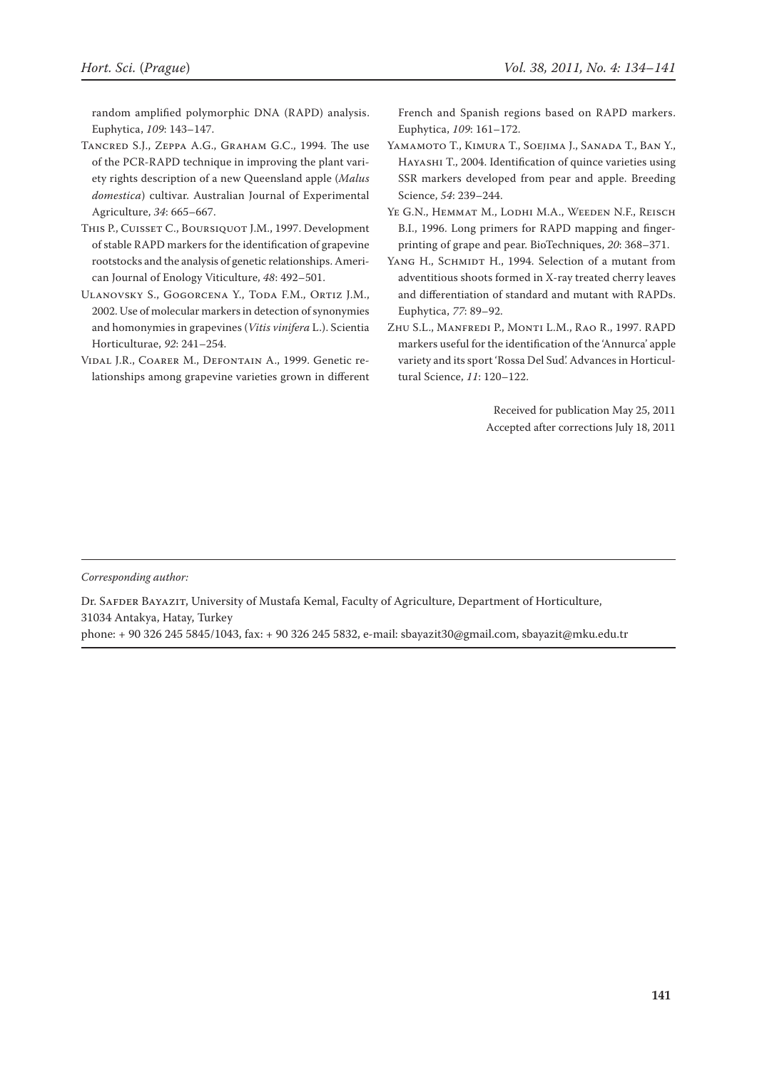random amplified polymorphic DNA (RAPD) analysis. Euphytica, *109*: 143–147.

Tancred S.J., Zeppa A.G., Graham G.C., 1994. The use of the PCR-RAPD technique in improving the plant variety rights description of a new Queensland apple (*Malus domestica*) cultivar. Australian Journal of Experimental Agriculture, *34*: 665–667.

This P., Cuisset C., Boursiquot J.M., 1997. Development of stable RAPD markers for the identification of grapevine rootstocks and the analysis of genetic relationships. American Journal of Enology Viticulture, *48*: 492–501.

Ulanovsky S., Gogorcena Y., Toda F.M., Ortiz J.M., 2002. Use of molecular markers in detection of synonymies and homonymies in grapevines (*Vitis vinifera* L.). Scientia Horticulturae, *92*: 241–254.

Vidal J.R., Coarer M., Defontain A., 1999. Genetic relationships among grapevine varieties grown in different French and Spanish regions based on RAPD markers. Euphytica, *109*: 161–172.

Yamamoto T., Kimura T., Soejima J., Sanada T., Ban Y., Hayashi T., 2004. Identification of quince varieties using SSR markers developed from pear and apple. Breeding Science, *54*: 239–244.

Ye G.N., Hemmat M., Lodhi M.A., Weeden N.F., Reisch B.I., 1996. Long primers for RAPD mapping and fingerprinting of grape and pear. BioTechniques, *20*: 368–371.

Yang H., Schmidt H., 1994. Selection of a mutant from adventitious shoots formed in X-ray treated cherry leaves and differentiation of standard and mutant with RAPDs. Euphytica, *77*: 89–92.

Zhu S.L., Manfredi P., Monti L.M., Rao R., 1997. RAPD markers useful for the identification of the 'Annurca' apple variety and its sport 'Rossa Del Sud'. Advances in Horticultural Science, *11*: 120–122.

Received for publication May 25, 2011
Accepted after corrections July 18, 2011

*Corresponding author:*

Dr. Safder Bayazit, University of Mustafa Kemal, Faculty of Agriculture, Department of Horticulture, 31034 Antakya, Hatay, Turkey
phone: + 90 326 245 5845/1043, fax: + 90 326 245 5832, e-mail: sbayazit30@gmail.com, sbayazit@mku.edu.tr